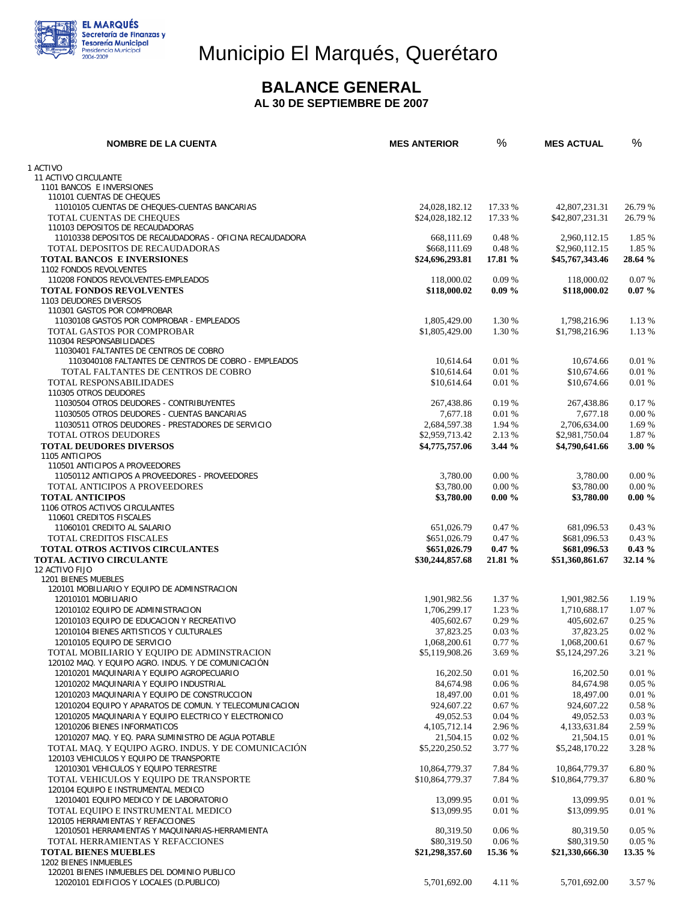EL MARQUÉS
Secretaría de Finanzas y Tesorería Municipal
Presidencia Municipal 2006-2009

# Municipio El Marqués, Querétaro

## BALANCE GENERAL
### AL 30 DE SEPTIEMBRE DE 2007

| NOMBRE DE LA CUENTA | MES ANTERIOR | % | MES ACTUAL | % |
|---|---|---|---|---|
| 1 ACTIVO | | | | |
| 11 ACTIVO CIRCULANTE | | | | |
| 1101 BANCOS E INVERSIONES | | | | |
| 110101 CUENTAS DE CHEQUES | | | | |
| 11010105 CUENTAS DE CHEQUES-CUENTAS BANCARIAS | 24,028,182.12 | 17.33 % | 42,807,231.31 | 26.79 % |
| TOTAL CUENTAS DE CHEQUES | $24,028,182.12 | 17.33 % | $42,807,231.31 | 26.79 % |
| 110103 DEPOSITOS DE RECAUDADORAS | | | | |
| 11010338 DEPOSITOS DE RECAUDADORAS - OFICINA RECAUDADORA | 668,111.69 | 0.48 % | 2,960,112.15 | 1.85 % |
| TOTAL DEPOSITOS DE RECAUDADORAS | $668,111.69 | 0.48 % | $2,960,112.15 | 1.85 % |
| **TOTAL BANCOS E INVERSIONES** | **$24,696,293.81** | **17.81 %** | **$45,767,343.46** | **28.64 %** |
| 1102 FONDOS REVOLVENTES | | | | |
| 110208 FONDOS REVOLVENTES-EMPLEADOS | 118,000.02 | 0.09 % | 118,000.02 | 0.07 % |
| **TOTAL FONDOS REVOLVENTES** | **$118,000.02** | **0.09 %** | **$118,000.02** | **0.07 %** |
| 1103 DEUDORES DIVERSOS | | | | |
| 110301 GASTOS POR COMPROBAR | | | | |
| 11030108 GASTOS POR COMPROBAR - EMPLEADOS | 1,805,429.00 | 1.30 % | 1,798,216.96 | 1.13 % |
| TOTAL GASTOS POR COMPROBAR | $1,805,429.00 | 1.30 % | $1,798,216.96 | 1.13 % |
| 110304 RESPONSABILIDADES | | | | |
| 11030401 FALTANTES DE CENTROS DE COBRO | | | | |
| 1103040108 FALTANTES DE CENTROS DE COBRO - EMPLEADOS | 10,614.64 | 0.01 % | 10,674.66 | 0.01 % |
| TOTAL FALTANTES DE CENTROS DE COBRO | $10,614.64 | 0.01 % | $10,674.66 | 0.01 % |
| TOTAL RESPONSABILIDADES | $10,614.64 | 0.01 % | $10,674.66 | 0.01 % |
| 110305 OTROS DEUDORES | | | | |
| 11030504 OTROS DEUDORES - CONTRIBUYENTES | 267,438.86 | 0.19 % | 267,438.86 | 0.17 % |
| 11030505 OTROS DEUDORES - CUENTAS BANCARIAS | 7,677.18 | 0.01 % | 7,677.18 | 0.00 % |
| 11030511 OTROS DEUDORES - PRESTADORES DE SERVICIO | 2,684,597.38 | 1.94 % | 2,706,634.00 | 1.69 % |
| TOTAL OTROS DEUDORES | $2,959,713.42 | 2.13 % | $2,981,750.04 | 1.87 % |
| **TOTAL DEUDORES DIVERSOS** | **$4,775,757.06** | **3.44 %** | **$4,790,641.66** | **3.00 %** |
| 1105 ANTICIPOS | | | | |
| 110501 ANTICIPOS A PROVEEDORES | | | | |
| 11050112 ANTICIPOS A PROVEEDORES - PROVEEDORES | 3,780.00 | 0.00 % | 3,780.00 | 0.00 % |
| TOTAL ANTICIPOS A PROVEEDORES | $3,780.00 | 0.00 % | $3,780.00 | 0.00 % |
| **TOTAL ANTICIPOS** | **$3,780.00** | **0.00 %** | **$3,780.00** | **0.00 %** |
| 1106 OTROS ACTIVOS CIRCULANTES | | | | |
| 110601 CREDITOS FISCALES | | | | |
| 11060101 CREDITO AL SALARIO | 651,026.79 | 0.47 % | 681,096.53 | 0.43 % |
| TOTAL CREDITOS FISCALES | $651,026.79 | 0.47 % | $681,096.53 | 0.43 % |
| **TOTAL OTROS ACTIVOS CIRCULANTES** | **$651,026.79** | **0.47 %** | **$681,096.53** | **0.43 %** |
| **TOTAL ACTIVO CIRCULANTE** | **$30,244,857.68** | **21.81 %** | **$51,360,861.67** | **32.14 %** |
| 12 ACTIVO FIJO | | | | |
| 1201 BIENES MUEBLES | | | | |
| 120101 MOBILIARIO Y EQUIPO DE ADMINSTRACION | | | | |
| 12010101 MOBILIARIO | 1,901,982.56 | 1.37 % | 1,901,982.56 | 1.19 % |
| 12010102 EQUIPO DE ADMINISTRACION | 1,706,299.17 | 1.23 % | 1,710,688.17 | 1.07 % |
| 12010103 EQUIPO DE EDUCACION Y RECREATIVO | 405,602.67 | 0.29 % | 405,602.67 | 0.25 % |
| 12010104 BIENES ARTISTICOS Y CULTURALES | 37,823.25 | 0.03 % | 37,823.25 | 0.02 % |
| 12010105 EQUIPO DE SERVICIO | 1,068,200.61 | 0.77 % | 1,068,200.61 | 0.67 % |
| TOTAL MOBILIARIO Y EQUIPO DE ADMINSTRACION | $5,119,908.26 | 3.69 % | $5,124,297.26 | 3.21 % |
| 120102 MAQ. Y EQUIPO AGRO. INDUS. Y DE COMUNICACIÓN | | | | |
| 12010201 MAQUINARIA Y EQUIPO AGROPECUARIO | 16,202.50 | 0.01 % | 16,202.50 | 0.01 % |
| 12010202 MAQUINARIA Y EQUIPO INDUSTRIAL | 84,674.98 | 0.06 % | 84,674.98 | 0.05 % |
| 12010203 MAQUINARIA Y EQUIPO DE CONSTRUCCION | 18,497.00 | 0.01 % | 18,497.00 | 0.01 % |
| 12010204 EQUIPO Y APARATOS DE COMUN. Y TELECOMUNICACION | 924,607.22 | 0.67 % | 924,607.22 | 0.58 % |
| 12010205 MAQUINARIA Y EQUIPO ELECTRICO Y ELECTRONICO | 49,052.53 | 0.04 % | 49,052.53 | 0.03 % |
| 12010206 BIENES INFORMATICOS | 4,105,712.14 | 2.96 % | 4,133,631.84 | 2.59 % |
| 12010207 MAQ. Y EQ. PARA SUMINISTRO DE AGUA POTABLE | 21,504.15 | 0.02 % | 21,504.15 | 0.01 % |
| TOTAL MAQ. Y EQUIPO AGRO. INDUS. Y DE COMUNICACIÓN | $5,220,250.52 | 3.77 % | $5,248,170.22 | 3.28 % |
| 120103 VEHICULOS Y EQUIPO DE TRANSPORTE | | | | |
| 12010301 VEHICULOS Y EQUIPO TERRESTRE | 10,864,779.37 | 7.84 % | 10,864,779.37 | 6.80 % |
| TOTAL VEHICULOS Y EQUIPO DE TRANSPORTE | $10,864,779.37 | 7.84 % | $10,864,779.37 | 6.80 % |
| 120104 EQUIPO E INSTRUMENTAL MEDICO | | | | |
| 12010401 EQUIPO MEDICO Y DE LABORATORIO | 13,099.95 | 0.01 % | 13,099.95 | 0.01 % |
| TOTAL EQUIPO E INSTRUMENTAL MEDICO | $13,099.95 | 0.01 % | $13,099.95 | 0.01 % |
| 120105 HERRAMIENTAS Y REFACCIONES | | | | |
| 12010501 HERRAMIENTAS Y MAQUINARIAS-HERRAMIENTA | 80,319.50 | 0.06 % | 80,319.50 | 0.05 % |
| TOTAL HERRAMIENTAS Y REFACCIONES | $80,319.50 | 0.06 % | $80,319.50 | 0.05 % |
| **TOTAL BIENES MUEBLES** | **$21,298,357.60** | **15.36 %** | **$21,330,666.30** | **13.35 %** |
| 1202 BIENES INMUEBLES | | | | |
| 120201 BIENES INMUEBLES DEL DOMINIO PUBLICO | | | | |
| 12020101 EDIFICIOS Y LOCALES (D.PUBLICO) | 5,701,692.00 | 4.11 % | 5,701,692.00 | 3.57 % |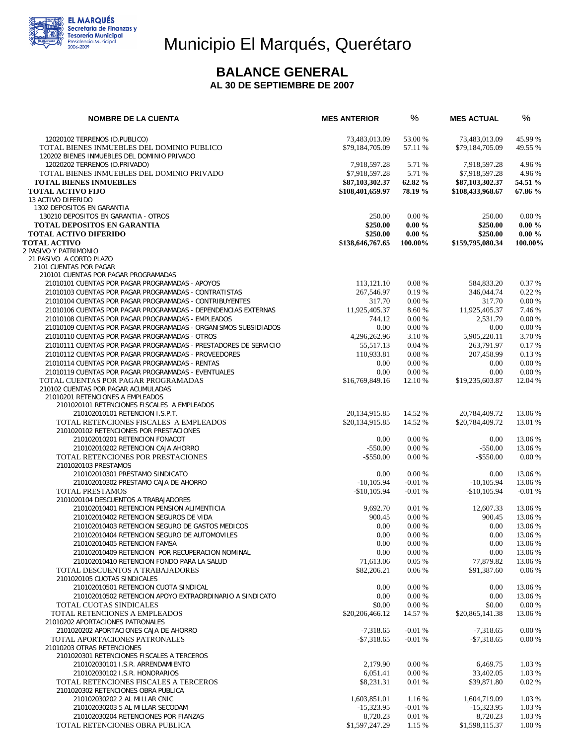# Municipio El Marqués, Querétaro

## BALANCE GENERAL

### AL 30 DE SEPTIEMBRE DE 2007

| NOMBRE DE LA CUENTA | MES ANTERIOR | % | MES ACTUAL | % |
|---|---|---|---|---|
| 12020102 TERRENOS (D.PUBLICO) | 73,483,013.09 | 53.00 % | 73,483,013.09 | 45.99 % |
| TOTAL BIENES INMUEBLES DEL DOMINIO PUBLICO | $79,184,705.09 | 57.11 % | $79,184,705.09 | 49.55 % |
| 120202 BIENES INMUEBLES DEL DOMINIO PRIVADO | | | | |
| 12020202 TERRENOS (D.PRIVADO) | 7,918,597.28 | 5.71 % | 7,918,597.28 | 4.96 % |
| TOTAL BIENES INMUEBLES DEL DOMINIO PRIVADO | $7,918,597.28 | 5.71 % | $7,918,597.28 | 4.96 % |
| **TOTAL BIENES INMUEBLES** | **$87,103,302.37** | **62.82 %** | **$87,103,302.37** | **54.51 %** |
| **TOTAL ACTIVO FIJO** | **$108,401,659.97** | **78.19 %** | **$108,433,968.67** | **67.86 %** |
| 13 ACTIVO DIFERIDO | | | | |
| 1302 DEPOSITOS EN GARANTIA | | | | |
| 130210 DEPOSITOS EN GARANTIA - OTROS | 250.00 | 0.00 % | 250.00 | 0.00 % |
| **TOTAL DEPOSITOS EN GARANTIA** | **$250.00** | **0.00 %** | **$250.00** | **0.00 %** |
| **TOTAL ACTIVO DIFERIDO** | **$250.00** | **0.00 %** | **$250.00** | **0.00 %** |
| **TOTAL ACTIVO** | **$138,646,767.65** | **100.00%** | **$159,795,080.34** | **100.00%** |
| 2 PASIVO Y PATRIMONIO | | | | |
| 21 PASIVO A CORTO PLAZO | | | | |
| 2101 CUENTAS POR PAGAR | | | | |
| 210101 CUENTAS POR PAGAR PROGRAMADAS | | | | |
| 21010101 CUENTAS POR PAGAR PROGRAMADAS - APOYOS | 113,121.10 | 0.08 % | 584,833.20 | 0.37 % |
| 21010103 CUENTAS POR PAGAR PROGRAMADAS - CONTRATISTAS | 267,546.97 | 0.19 % | 346,044.74 | 0.22 % |
| 21010104 CUENTAS POR PAGAR PROGRAMADAS - CONTRIBUYENTES | 317.70 | 0.00 % | 317.70 | 0.00 % |
| 21010106 CUENTAS POR PAGAR PROGRAMADAS - DEPENDENCIAS EXTERNAS | 11,925,405.37 | 8.60 % | 11,925,405.37 | 7.46 % |
| 21010108 CUENTAS POR PAGAR PROGRAMADAS - EMPLEADOS | 744.12 | 0.00 % | 2,531.79 | 0.00 % |
| 21010109 CUENTAS POR PAGAR PROGRAMADAS - ORGANISMOS SUBSIDIADOS | 0.00 | 0.00 % | 0.00 | 0.00 % |
| 21010110 CUENTAS POR PAGAR PROGRAMADAS - OTROS | 4,296,262.96 | 3.10 % | 5,905,220.11 | 3.70 % |
| 21010111 CUENTAS POR PAGAR PROGRAMADAS - PRESTADORES DE SERVICIO | 55,517.13 | 0.04 % | 263,791.97 | 0.17 % |
| 21010112 CUENTAS POR PAGAR PROGRAMADAS - PROVEEDORES | 110,933.81 | 0.08 % | 207,458.99 | 0.13 % |
| 21010114 CUENTAS POR PAGAR PROGRAMADAS - RENTAS | 0.00 | 0.00 % | 0.00 | 0.00 % |
| 21010119 CUENTAS POR PAGAR PROGRAMADAS - EVENTUALES | 0.00 | 0.00 % | 0.00 | 0.00 % |
| TOTAL CUENTAS POR PAGAR PROGRAMADAS | $16,769,849.16 | 12.10 % | $19,235,603.87 | 12.04 % |
| 210102 CUENTAS POR PAGAR ACUMULADAS | | | | |
| 21010201 RETENCIONES A EMPLEADOS | | | | |
| 2101020101 RETENCIONES FISCALES A EMPLEADOS | | | | |
| 210102010101 RETENCION I.S.P.T. | 20,134,915.85 | 14.52 % | 20,784,409.72 | 13.06 % |
| TOTAL RETENCIONES FISCALES A EMPLEADOS | $20,134,915.85 | 14.52 % | $20,784,409.72 | 13.01 % |
| 2101020102 RETENCIONES POR PRESTACIONES | | | | |
| 210102010201 RETENCION FONACOT | 0.00 | 0.00 % | 0.00 | 13.06 % |
| 210102010202 RETENCION CAJA AHORRO | -550.00 | 0.00 % | -550.00 | 13.06 % |
| TOTAL RETENCIONES POR PRESTACIONES | -$550.00 | 0.00 % | -$550.00 | 0.00 % |
| 2101020103 PRESTAMOS | | | | |
| 210102010301 PRESTAMO SINDICATO | 0.00 | 0.00 % | 0.00 | 13.06 % |
| 210102010302 PRESTAMO CAJA DE AHORRO | -10,105.94 | -0.01 % | -10,105.94 | 13.06 % |
| TOTAL PRESTAMOS | -$10,105.94 | -0.01 % | -$10,105.94 | -0.01 % |
| 2101020104 DESCUENTOS A TRABAJADORES | | | | |
| 210102010401 RETENCION PENSION ALIMENTICIA | 9,692.70 | 0.01 % | 12,607.33 | 13.06 % |
| 210102010402 RETENCION SEGUROS DE VIDA | 900.45 | 0.00 % | 900.45 | 13.06 % |
| 210102010403 RETENCION SEGURO DE GASTOS MEDICOS | 0.00 | 0.00 % | 0.00 | 13.06 % |
| 210102010404 RETENCION SEGURO DE AUTOMOVILES | 0.00 | 0.00 % | 0.00 | 13.06 % |
| 210102010405 RETENCION FAMSA | 0.00 | 0.00 % | 0.00 | 13.06 % |
| 210102010409 RETENCION POR RECUPERACION NOMINAL | 0.00 | 0.00 % | 0.00 | 13.06 % |
| 210102010410 RETENCION FONDO PARA LA SALUD | 71,613.06 | 0.05 % | 77,879.82 | 13.06 % |
| TOTAL DESCUENTOS A TRABAJADORES | $82,206.21 | 0.06 % | $91,387.60 | 0.06 % |
| 2101020105 CUOTAS SINDICALES | | | | |
| 210102010501 RETENCION CUOTA SINDICAL | 0.00 | 0.00 % | 0.00 | 13.06 % |
| 210102010502 RETENCION APOYO EXTRAORDINARIO A SINDICATO | 0.00 | 0.00 % | 0.00 | 13.06 % |
| TOTAL CUOTAS SINDICALES | $0.00 | 0.00 % | $0.00 | 0.00 % |
| TOTAL RETENCIONES A EMPLEADOS | $20,206,466.12 | 14.57 % | $20,865,141.38 | 13.06 % |
| 21010202 APORTACIONES PATRONALES | | | | |
| 2101020202 APORTACIONES CAJA DE AHORRO | -7,318.65 | -0.01 % | -7,318.65 | 0.00 % |
| TOTAL APORTACIONES PATRONALES | -$7,318.65 | -0.01 % | -$7,318.65 | 0.00 % |
| 21010203 OTRAS RETENCIONES | | | | |
| 2101020301 RETENCIONES FISCALES A TERCEROS | | | | |
| 210102030101 I.S.R. ARRENDAMIENTO | 2,179.90 | 0.00 % | 6,469.75 | 1.03 % |
| 210102030102 I.S.R. HONORARIOS | 6,051.41 | 0.00 % | 33,402.05 | 1.03 % |
| TOTAL RETENCIONES FISCALES A TERCEROS | $8,231.31 | 0.01 % | $39,871.80 | 0.02 % |
| 2101020302 RETENCIONES OBRA PUBLICA | | | | |
| 210102030202 2 AL MILLAR CNIC | 1,603,851.01 | 1.16 % | 1,604,719.09 | 1.03 % |
| 210102030203 5 AL MILLAR SECODAM | -15,323.95 | -0.01 % | -15,323.95 | 1.03 % |
| 210102030204 RETENCIONES POR FIANZAS | 8,720.23 | 0.01 % | 8,720.23 | 1.03 % |
| TOTAL RETENCIONES OBRA PUBLICA | $1,597,247.29 | 1.15 % | $1,598,115.37 | 1.00 % |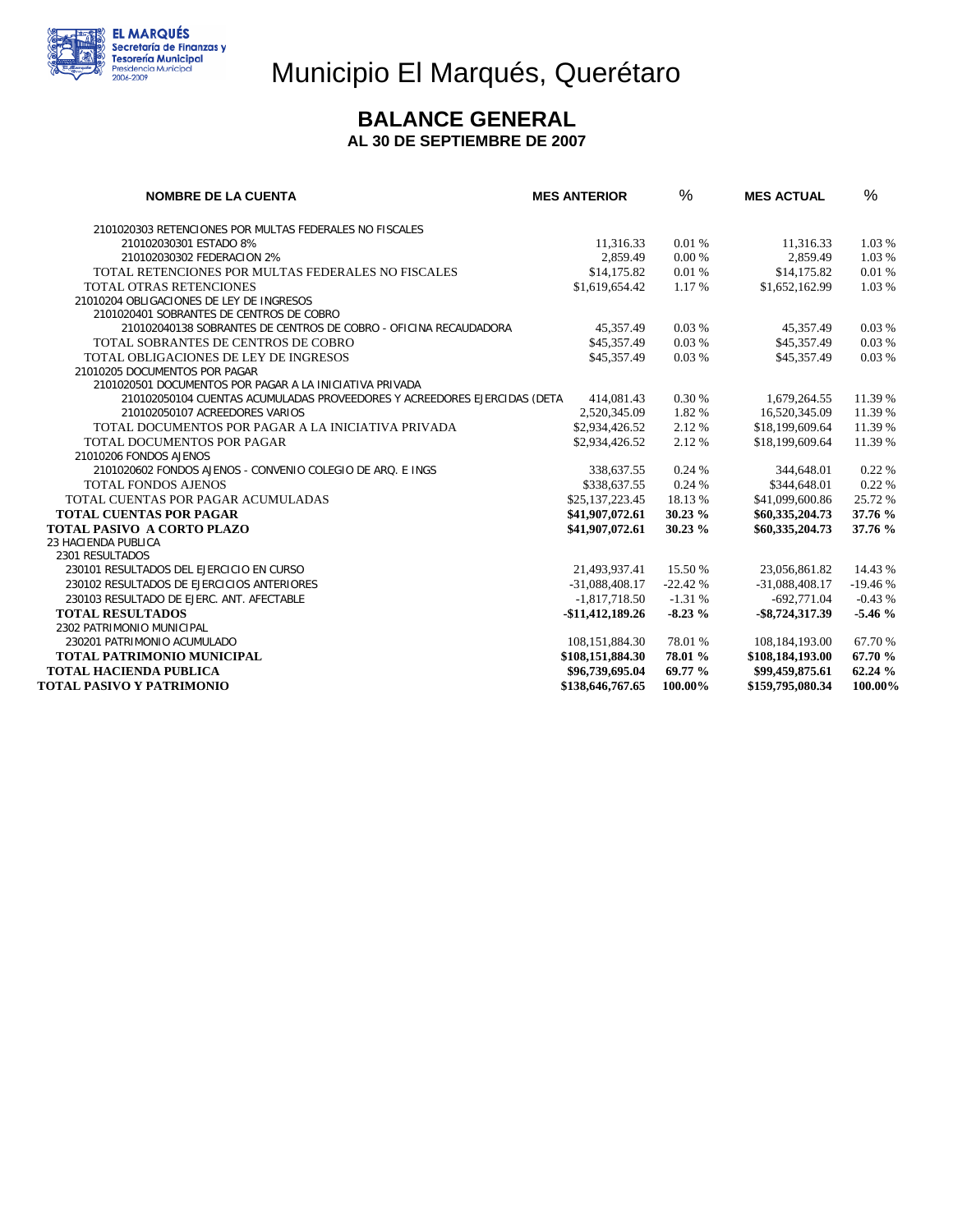EL MARQUÉS
Secretaría de Finanzas y Tesorería Municipal
Presidencia Municipal 2006-2009

# Municipio El Marqués, Querétaro

## BALANCE GENERAL
### AL 30 DE SEPTIEMBRE DE 2007

| NOMBRE DE LA CUENTA | MES ANTERIOR | % | MES ACTUAL | % |
|---|---|---|---|---|
| 2101020303 RETENCIONES POR MULTAS FEDERALES NO FISCALES | | | | |
| 210102030301 ESTADO 8% | 11,316.33 | 0.01 % | 11,316.33 | 1.03 % |
| 210102030302 FEDERACION 2% | 2,859.49 | 0.00 % | 2,859.49 | 1.03 % |
| TOTAL RETENCIONES POR MULTAS FEDERALES NO FISCALES | $14,175.82 | 0.01 % | $14,175.82 | 0.01 % |
| TOTAL OTRAS RETENCIONES | $1,619,654.42 | 1.17 % | $1,652,162.99 | 1.03 % |
| 21010204 OBLIGACIONES DE LEY DE INGRESOS | | | | |
| 2101020401 SOBRANTES DE CENTROS DE COBRO | | | | |
| 210102040138 SOBRANTES DE CENTROS DE COBRO - OFICINA RECAUDADORA | 45,357.49 | 0.03 % | 45,357.49 | 0.03 % |
| TOTAL SOBRANTES DE CENTROS DE COBRO | $45,357.49 | 0.03 % | $45,357.49 | 0.03 % |
| TOTAL OBLIGACIONES DE LEY DE INGRESOS | $45,357.49 | 0.03 % | $45,357.49 | 0.03 % |
| 21010205 DOCUMENTOS POR PAGAR | | | | |
| 2101020501 DOCUMENTOS POR PAGAR A LA INICIATIVA PRIVADA | | | | |
| 210102050104 CUENTAS ACUMULADAS PROVEEDORES Y ACREEDORES EJERCIDAS (DETA | 414,081.43 | 0.30 % | 1,679,264.55 | 11.39 % |
| 210102050107 ACREEDORES VARIOS | 2,520,345.09 | 1.82 % | 16,520,345.09 | 11.39 % |
| TOTAL DOCUMENTOS POR PAGAR A LA INICIATIVA PRIVADA | $2,934,426.52 | 2.12 % | $18,199,609.64 | 11.39 % |
| TOTAL DOCUMENTOS POR PAGAR | $2,934,426.52 | 2.12 % | $18,199,609.64 | 11.39 % |
| 21010206 FONDOS AJENOS | | | | |
| 2101020602 FONDOS AJENOS - CONVENIO COLEGIO DE ARQ. E INGS | 338,637.55 | 0.24 % | 344,648.01 | 0.22 % |
| TOTAL FONDOS AJENOS | $338,637.55 | 0.24 % | $344,648.01 | 0.22 % |
| TOTAL CUENTAS POR PAGAR ACUMULADAS | $25,137,223.45 | 18.13 % | $41,099,600.86 | 25.72 % |
| **TOTAL CUENTAS POR PAGAR** | **$41,907,072.61** | **30.23 %** | **$60,335,204.73** | **37.76 %** |
| **TOTAL PASIVO A CORTO PLAZO** | **$41,907,072.61** | **30.23 %** | **$60,335,204.73** | **37.76 %** |
| 23 HACIENDA PUBLICA | | | | |
| 2301 RESULTADOS | | | | |
| 230101 RESULTADOS DEL EJERCICIO EN CURSO | 21,493,937.41 | 15.50 % | 23,056,861.82 | 14.43 % |
| 230102 RESULTADOS DE EJERCICIOS ANTERIORES | -31,088,408.17 | -22.42 % | -31,088,408.17 | -19.46 % |
| 230103 RESULTADO DE EJERC. ANT. AFECTABLE | -1,817,718.50 | -1.31 % | -692,771.04 | -0.43 % |
| **TOTAL RESULTADOS** | **-$11,412,189.26** | **-8.23 %** | **-$8,724,317.39** | **-5.46 %** |
| 2302 PATRIMONIO MUNICIPAL | | | | |
| 230201 PATRIMONIO ACUMULADO | 108,151,884.30 | 78.01 % | 108,184,193.00 | 67.70 % |
| **TOTAL PATRIMONIO MUNICIPAL** | **$108,151,884.30** | **78.01 %** | **$108,184,193.00** | **67.70 %** |
| **TOTAL HACIENDA PUBLICA** | **$96,739,695.04** | **69.77 %** | **$99,459,875.61** | **62.24 %** |
| **TOTAL PASIVO Y PATRIMONIO** | **$138,646,767.65** | **100.00%** | **$159,795,080.34** | **100.00%** |